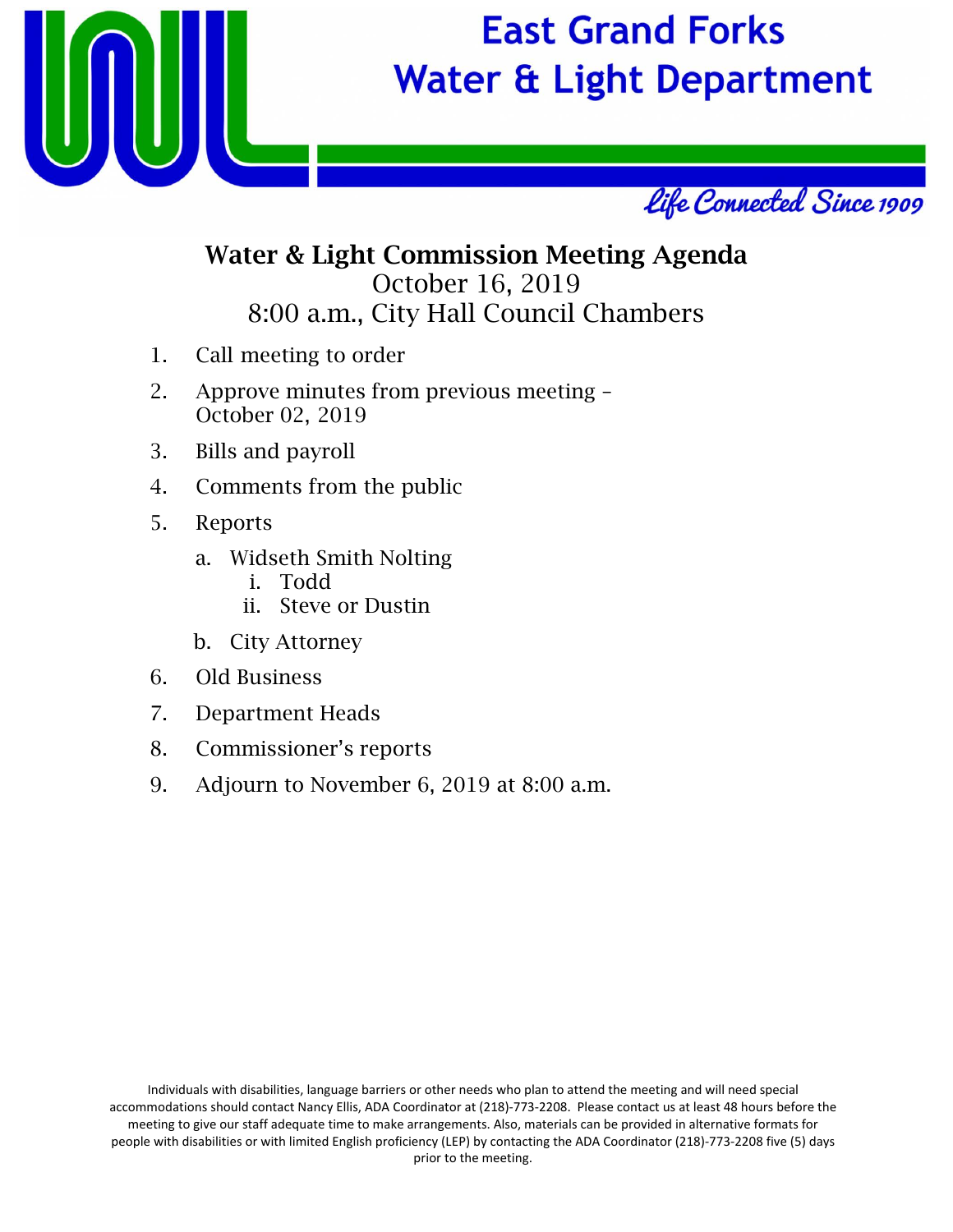# East Grand Forks Water & Light Department

*Life Connected Since 1909*

## Water & Light Commission Meeting Agenda

October 16, 2019

8:00 a.m., City Hall Council Chambers

1. Call meeting to order
2. Approve minutes from previous meeting – October 02, 2019
3. Bills and payroll
4. Comments from the public
5. Reports
    a. Widseth Smith Nolting
        i. Todd
        ii. Steve or Dustin
    b. City Attorney
6. Old Business
7. Department Heads
8. Commissioner's reports
9. Adjourn to November 6, 2019 at 8:00 a.m.

Individuals with disabilities, language barriers or other needs who plan to attend the meeting and will need special accommodations should contact Nancy Ellis, ADA Coordinator at (218)-773-2208. Please contact us at least 48 hours before the meeting to give our staff adequate time to make arrangements. Also, materials can be provided in alternative formats for people with disabilities or with limited English proficiency (LEP) by contacting the ADA Coordinator (218)-773-2208 five (5) days prior to the meeting.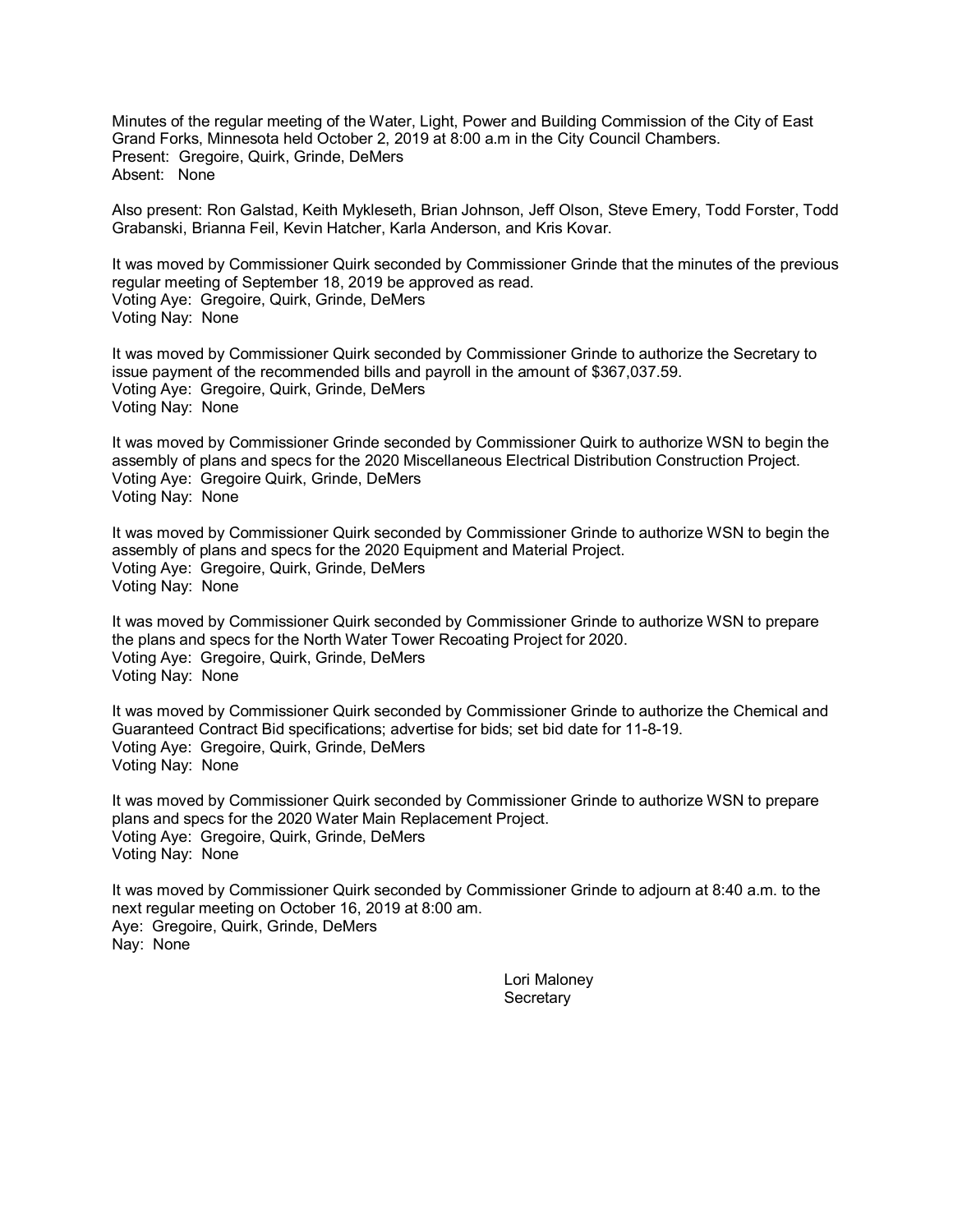Minutes of the regular meeting of the Water, Light, Power and Building Commission of the City of East Grand Forks, Minnesota held October 2, 2019 at 8:00 a.m in the City Council Chambers.
Present: Gregoire, Quirk, Grinde, DeMers
Absent: None

Also present: Ron Galstad, Keith Mykleseth, Brian Johnson, Jeff Olson, Steve Emery, Todd Forster, Todd Grabanski, Brianna Feil, Kevin Hatcher, Karla Anderson, and Kris Kovar.

It was moved by Commissioner Quirk seconded by Commissioner Grinde that the minutes of the previous regular meeting of September 18, 2019 be approved as read.
Voting Aye: Gregoire, Quirk, Grinde, DeMers
Voting Nay: None

It was moved by Commissioner Quirk seconded by Commissioner Grinde to authorize the Secretary to issue payment of the recommended bills and payroll in the amount of $367,037.59.
Voting Aye: Gregoire, Quirk, Grinde, DeMers
Voting Nay: None

It was moved by Commissioner Grinde seconded by Commissioner Quirk to authorize WSN to begin the assembly of plans and specs for the 2020 Miscellaneous Electrical Distribution Construction Project.
Voting Aye: Gregoire Quirk, Grinde, DeMers
Voting Nay: None

It was moved by Commissioner Quirk seconded by Commissioner Grinde to authorize WSN to begin the assembly of plans and specs for the 2020 Equipment and Material Project.
Voting Aye: Gregoire, Quirk, Grinde, DeMers
Voting Nay: None

It was moved by Commissioner Quirk seconded by Commissioner Grinde to authorize WSN to prepare the plans and specs for the North Water Tower Recoating Project for 2020.
Voting Aye: Gregoire, Quirk, Grinde, DeMers
Voting Nay: None

It was moved by Commissioner Quirk seconded by Commissioner Grinde to authorize the Chemical and Guaranteed Contract Bid specifications; advertise for bids; set bid date for 11-8-19.
Voting Aye: Gregoire, Quirk, Grinde, DeMers
Voting Nay: None

It was moved by Commissioner Quirk seconded by Commissioner Grinde to authorize WSN to prepare plans and specs for the 2020 Water Main Replacement Project.
Voting Aye: Gregoire, Quirk, Grinde, DeMers
Voting Nay: None

It was moved by Commissioner Quirk seconded by Commissioner Grinde to adjourn at 8:40 a.m. to the next regular meeting on October 16, 2019 at 8:00 am.
Aye: Gregoire, Quirk, Grinde, DeMers
Nay: None

Lori Maloney
Secretary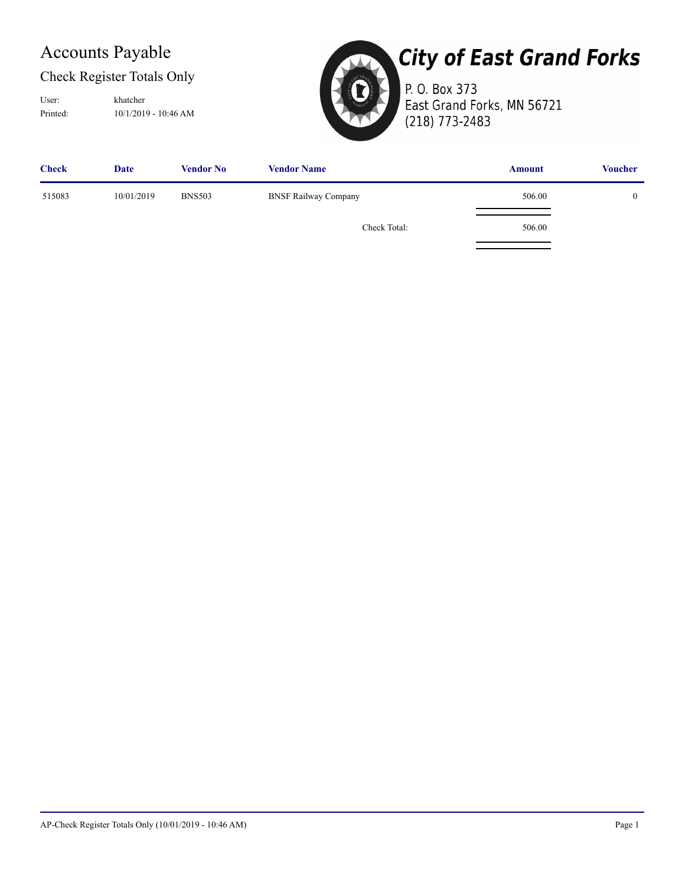# Accounts Payable

## Check Register Totals Only

User: khatcher
Printed: 10/1/2019 - 10:46 AM

**City of East Grand Forks**
P. O. Box 373
East Grand Forks, MN 56721
(218) 773-2483

| Check | Date | Vendor No | Vendor Name | Amount | Voucher |
|---|---|---|---|---|---|
| 515083 | 10/01/2019 | BNS503 | BNSF Railway Company | 506.00 | 0 |
| | | | Check Total: | 506.00 | |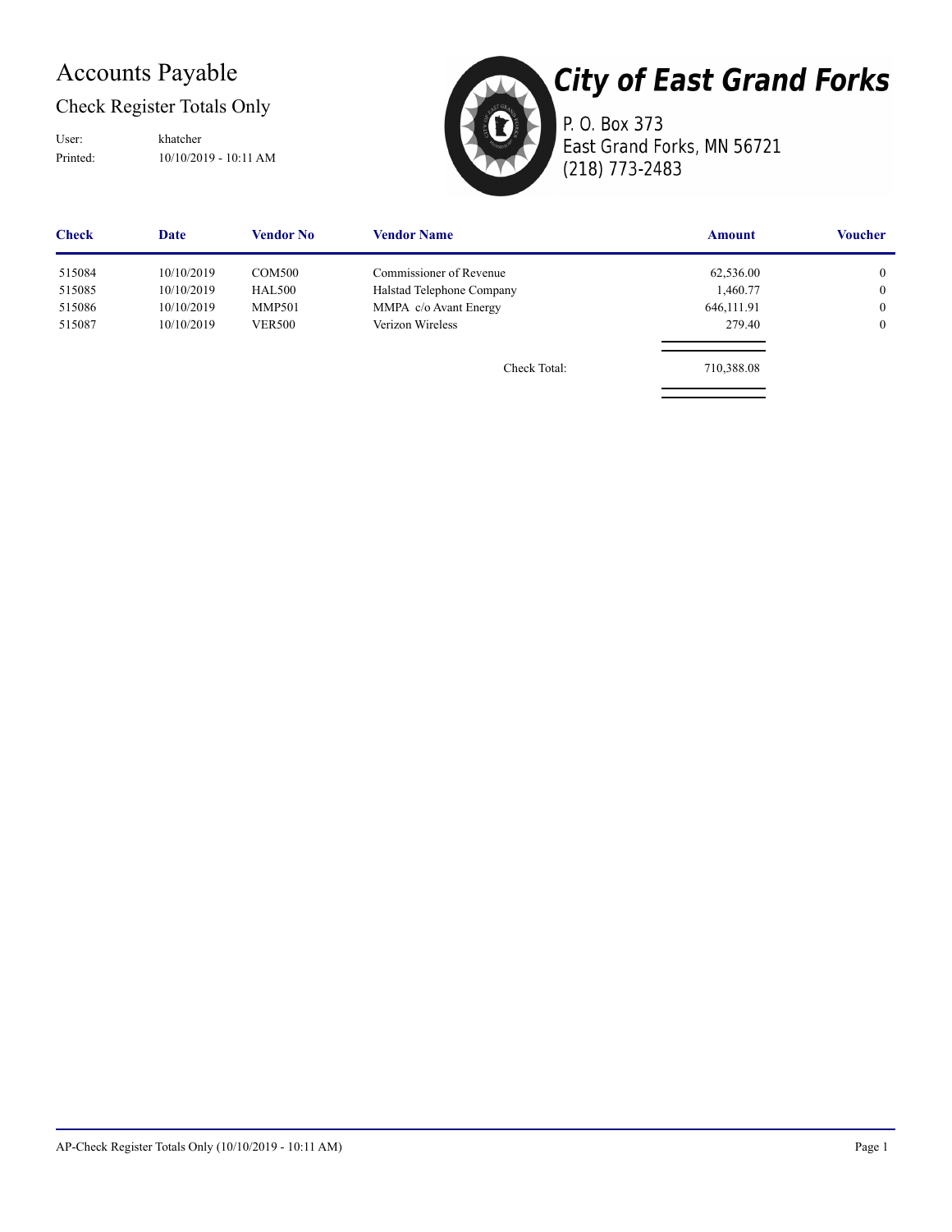# Accounts Payable

## Check Register Totals Only

User: khatcher
Printed: 10/10/2019 - 10:11 AM

# City of East Grand Forks

P. O. Box 373
East Grand Forks, MN 56721
(218) 773-2483

| Check | Date | Vendor No | Vendor Name | Amount | Voucher |
|---|---|---|---|---|---|
| 515084 | 10/10/2019 | COM500 | Commissioner of Revenue | 62,536.00 | 0 |
| 515085 | 10/10/2019 | HAL500 | Halstad Telephone Company | 1,460.77 | 0 |
| 515086 | 10/10/2019 | MMP501 | MMPA c/o Avant Energy | 646,111.91 | 0 |
| 515087 | 10/10/2019 | VER500 | Verizon Wireless | 279.40 | 0 |
| | | | Check Total: | 710,388.08 | |

AP-Check Register Totals Only (10/10/2019 - 10:11 AM)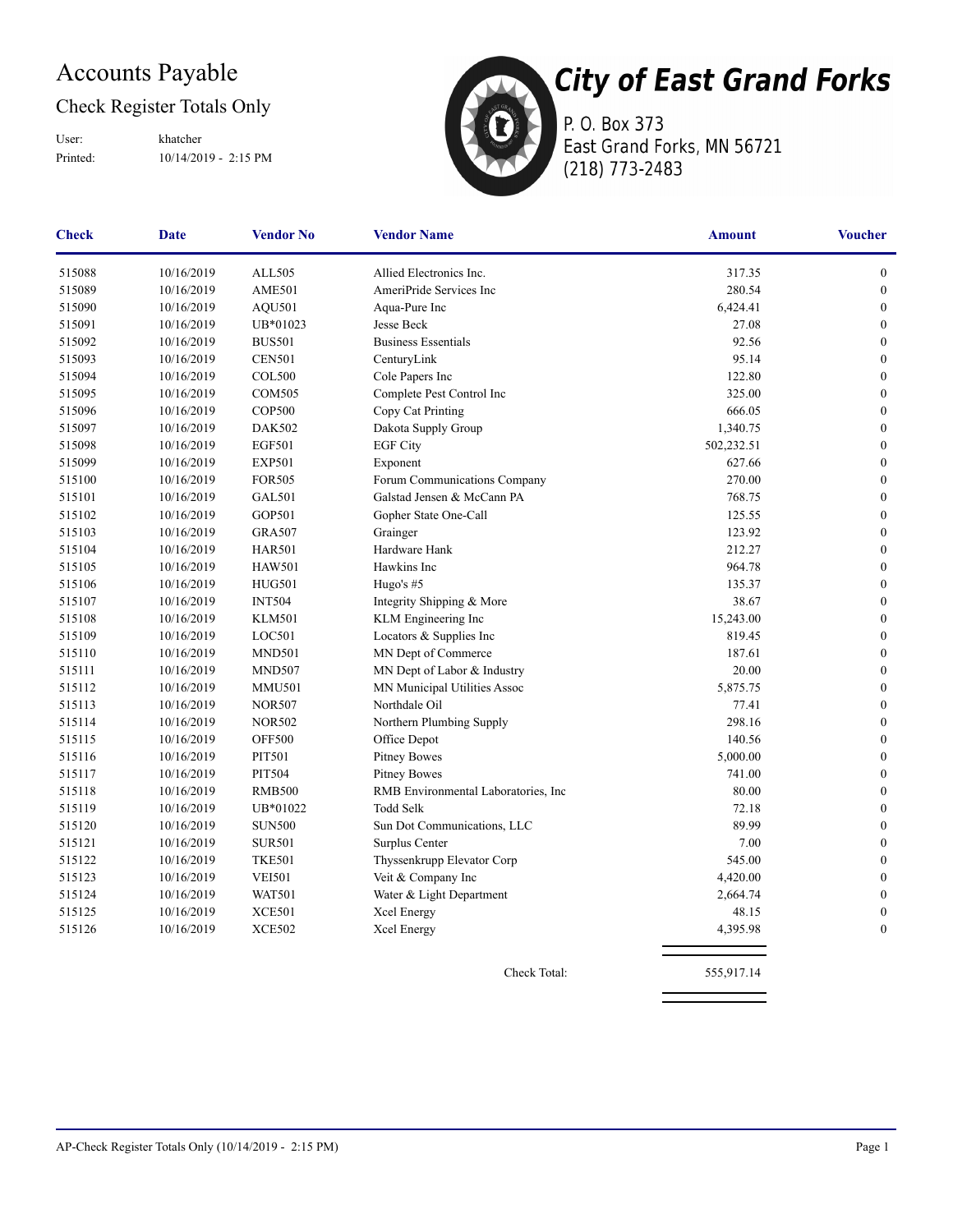# Accounts Payable

## Check Register Totals Only

User: khatcher
Printed: 10/14/2019 - 2:15 PM

**City of East Grand Forks**
P. O. Box 373
East Grand Forks, MN 56721
(218) 773-2483

| Check | Date | Vendor No | Vendor Name | Amount | Voucher |
|---|---|---|---|---|---|
| 515088 | 10/16/2019 | ALL505 | Allied Electronics Inc. | 317.35 | 0 |
| 515089 | 10/16/2019 | AME501 | AmeriPride Services Inc | 280.54 | 0 |
| 515090 | 10/16/2019 | AQU501 | Aqua-Pure Inc | 6,424.41 | 0 |
| 515091 | 10/16/2019 | UB*01023 | Jesse Beck | 27.08 | 0 |
| 515092 | 10/16/2019 | BUS501 | Business Essentials | 92.56 | 0 |
| 515093 | 10/16/2019 | CEN501 | CenturyLink | 95.14 | 0 |
| 515094 | 10/16/2019 | COL500 | Cole Papers Inc | 122.80 | 0 |
| 515095 | 10/16/2019 | COM505 | Complete Pest Control Inc | 325.00 | 0 |
| 515096 | 10/16/2019 | COP500 | Copy Cat Printing | 666.05 | 0 |
| 515097 | 10/16/2019 | DAK502 | Dakota Supply Group | 1,340.75 | 0 |
| 515098 | 10/16/2019 | EGF501 | EGF City | 502,232.51 | 0 |
| 515099 | 10/16/2019 | EXP501 | Exponent | 627.66 | 0 |
| 515100 | 10/16/2019 | FOR505 | Forum Communications Company | 270.00 | 0 |
| 515101 | 10/16/2019 | GAL501 | Galstad Jensen & McCann PA | 768.75 | 0 |
| 515102 | 10/16/2019 | GOP501 | Gopher State One-Call | 125.55 | 0 |
| 515103 | 10/16/2019 | GRA507 | Grainger | 123.92 | 0 |
| 515104 | 10/16/2019 | HAR501 | Hardware Hank | 212.27 | 0 |
| 515105 | 10/16/2019 | HAW501 | Hawkins Inc | 964.78 | 0 |
| 515106 | 10/16/2019 | HUG501 | Hugo's #5 | 135.37 | 0 |
| 515107 | 10/16/2019 | INT504 | Integrity Shipping & More | 38.67 | 0 |
| 515108 | 10/16/2019 | KLM501 | KLM Engineering Inc | 15,243.00 | 0 |
| 515109 | 10/16/2019 | LOC501 | Locators & Supplies Inc | 819.45 | 0 |
| 515110 | 10/16/2019 | MND501 | MN Dept of Commerce | 187.61 | 0 |
| 515111 | 10/16/2019 | MND507 | MN Dept of Labor & Industry | 20.00 | 0 |
| 515112 | 10/16/2019 | MMU501 | MN Municipal Utilities Assoc | 5,875.75 | 0 |
| 515113 | 10/16/2019 | NOR507 | Northdale Oil | 77.41 | 0 |
| 515114 | 10/16/2019 | NOR502 | Northern Plumbing Supply | 298.16 | 0 |
| 515115 | 10/16/2019 | OFF500 | Office Depot | 140.56 | 0 |
| 515116 | 10/16/2019 | PIT501 | Pitney Bowes | 5,000.00 | 0 |
| 515117 | 10/16/2019 | PIT504 | Pitney Bowes | 741.00 | 0 |
| 515118 | 10/16/2019 | RMB500 | RMB Environmental Laboratories, Inc | 80.00 | 0 |
| 515119 | 10/16/2019 | UB*01022 | Todd Selk | 72.18 | 0 |
| 515120 | 10/16/2019 | SUN500 | Sun Dot Communications, LLC | 89.99 | 0 |
| 515121 | 10/16/2019 | SUR501 | Surplus Center | 7.00 | 0 |
| 515122 | 10/16/2019 | TKE501 | Thyssenkrupp Elevator Corp | 545.00 | 0 |
| 515123 | 10/16/2019 | VEI501 | Veit & Company Inc | 4,420.00 | 0 |
| 515124 | 10/16/2019 | WAT501 | Water & Light Department | 2,664.74 | 0 |
| 515125 | 10/16/2019 | XCE501 | Xcel Energy | 48.15 | 0 |
| 515126 | 10/16/2019 | XCE502 | Xcel Energy | 4,395.98 | 0 |
| | | | Check Total: | 555,917.14 | |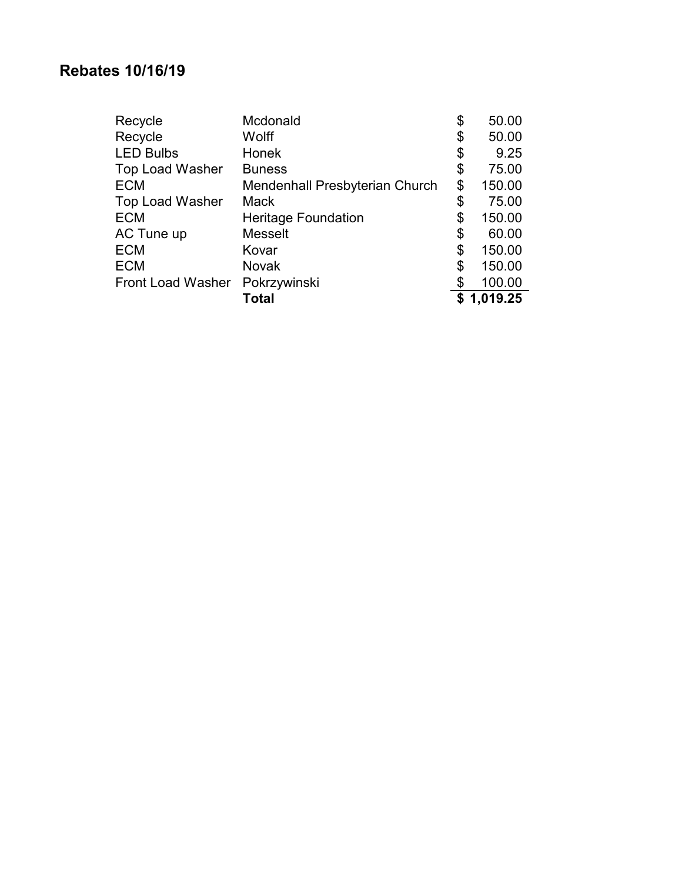## Rebates 10/16/19

| | | |
|---|---|---|
| Recycle | Mcdonald | $ 50.00 |
| Recycle | Wolff | $ 50.00 |
| LED Bulbs | Honek | $ 9.25 |
| Top Load Washer | Buness | $ 75.00 |
| ECM | Mendenhall Presbyterian Church | $ 150.00 |
| Top Load Washer | Mack | $ 75.00 |
| ECM | Heritage Foundation | $ 150.00 |
| AC Tune up | Messelt | $ 60.00 |
| ECM | Kovar | $ 150.00 |
| ECM | Novak | $ 150.00 |
| Front Load Washer | Pokrzywinski | $ 100.00 |
| | **Total** | **$ 1,019.25** |